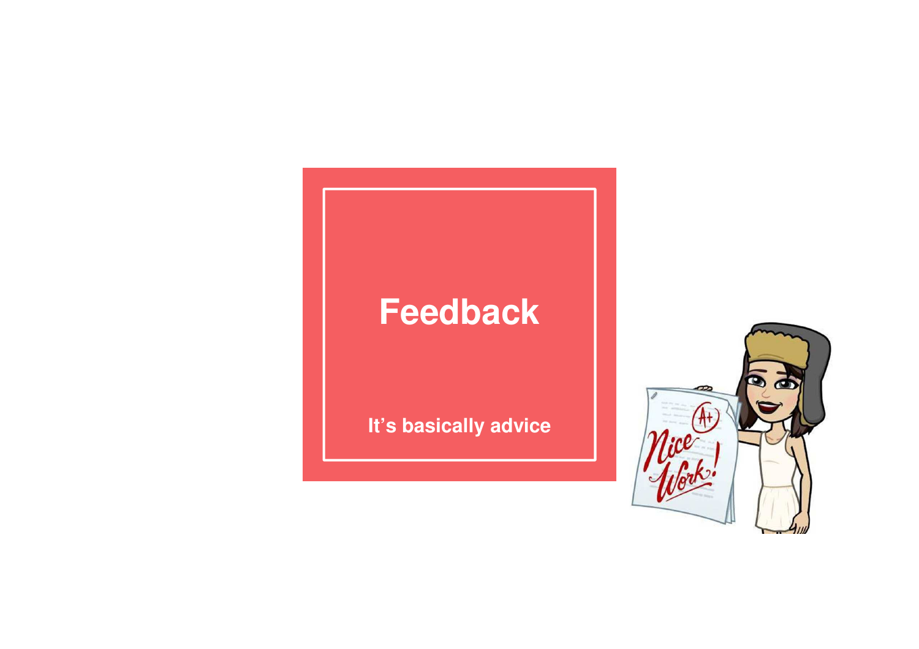# Feedback

It's basically advice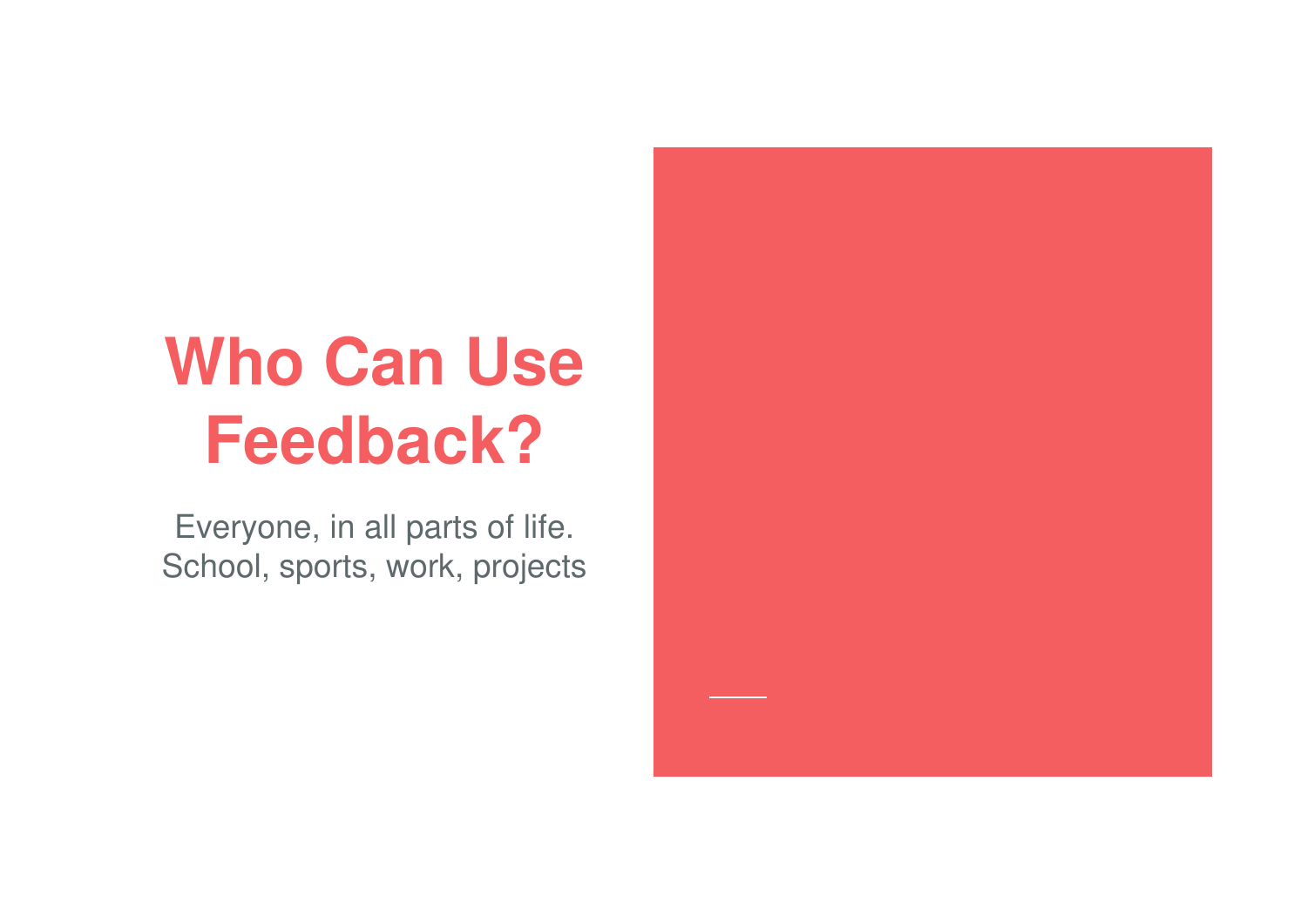# Who Can Use Feedback?

Everyone, in all parts of life.
School, sports, work, projects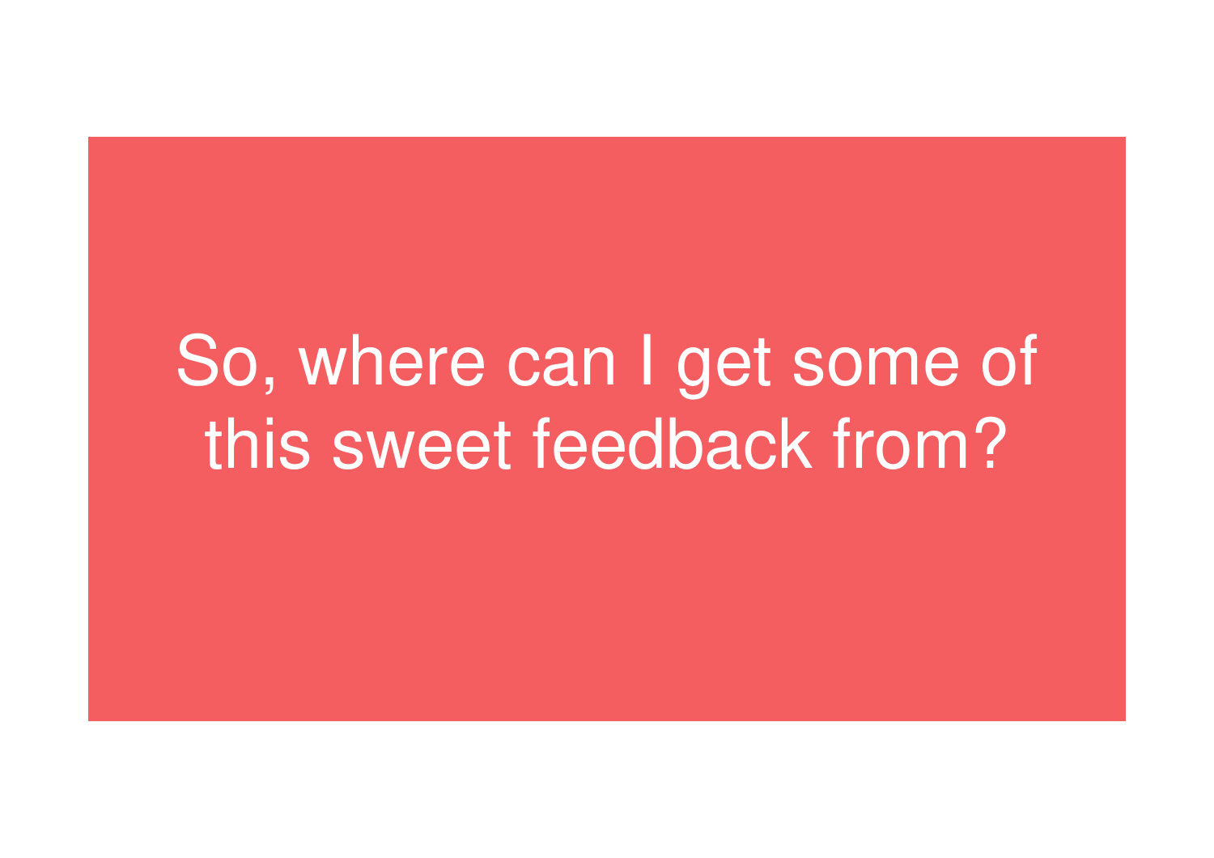So, where can I get some of this sweet feedback from?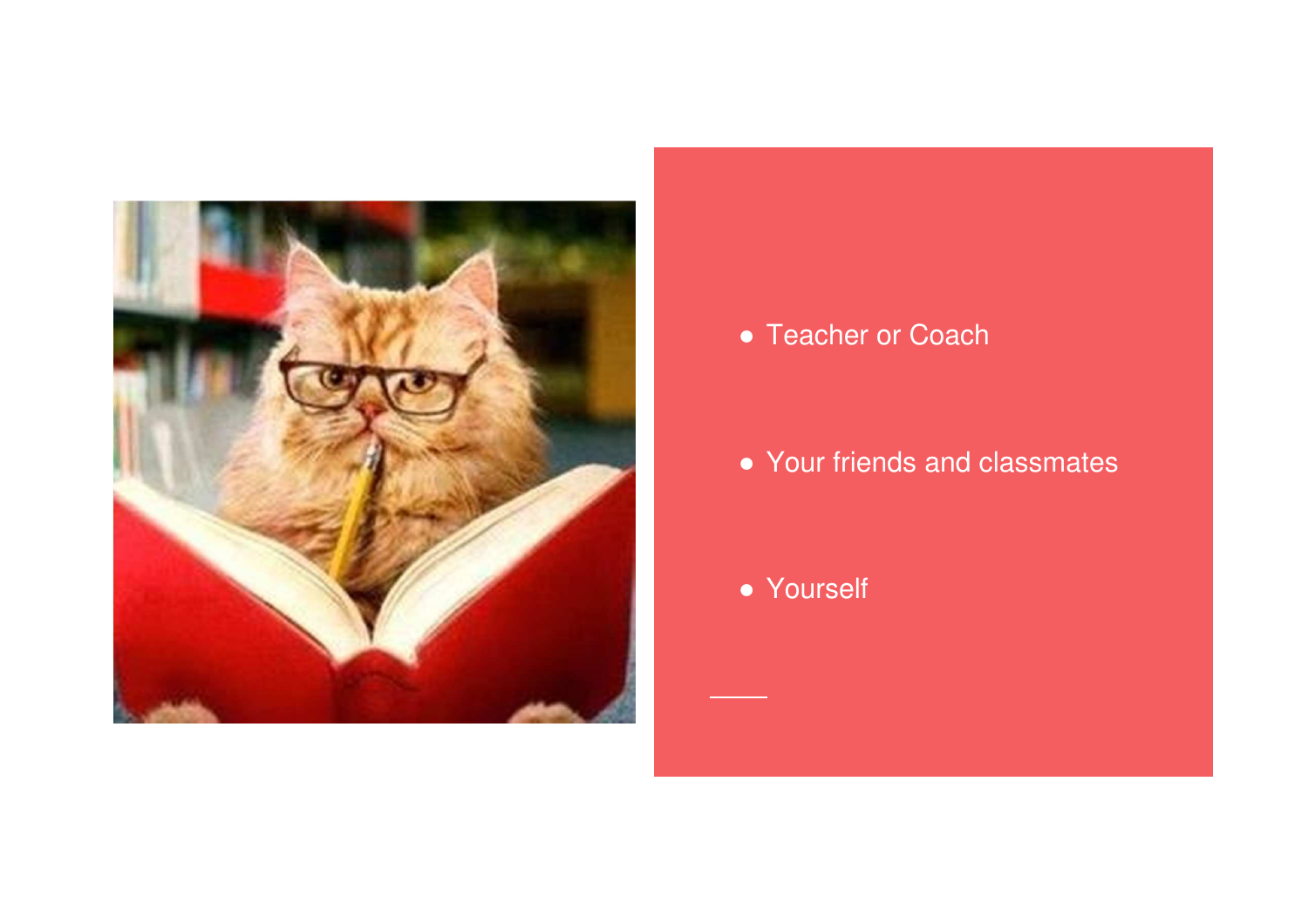- Teacher or Coach
- Your friends and classmates
- Yourself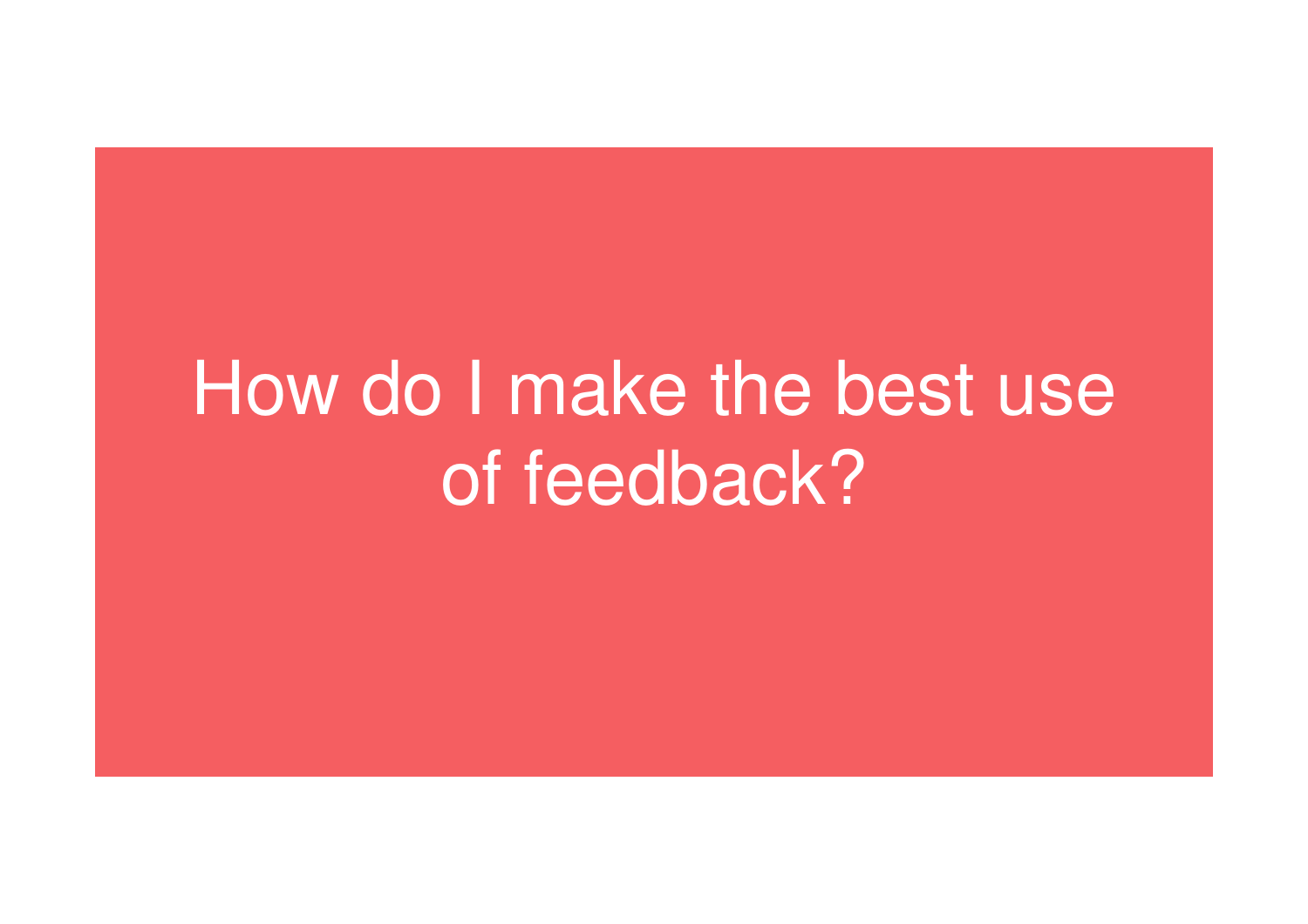# How do I make the best use of feedback?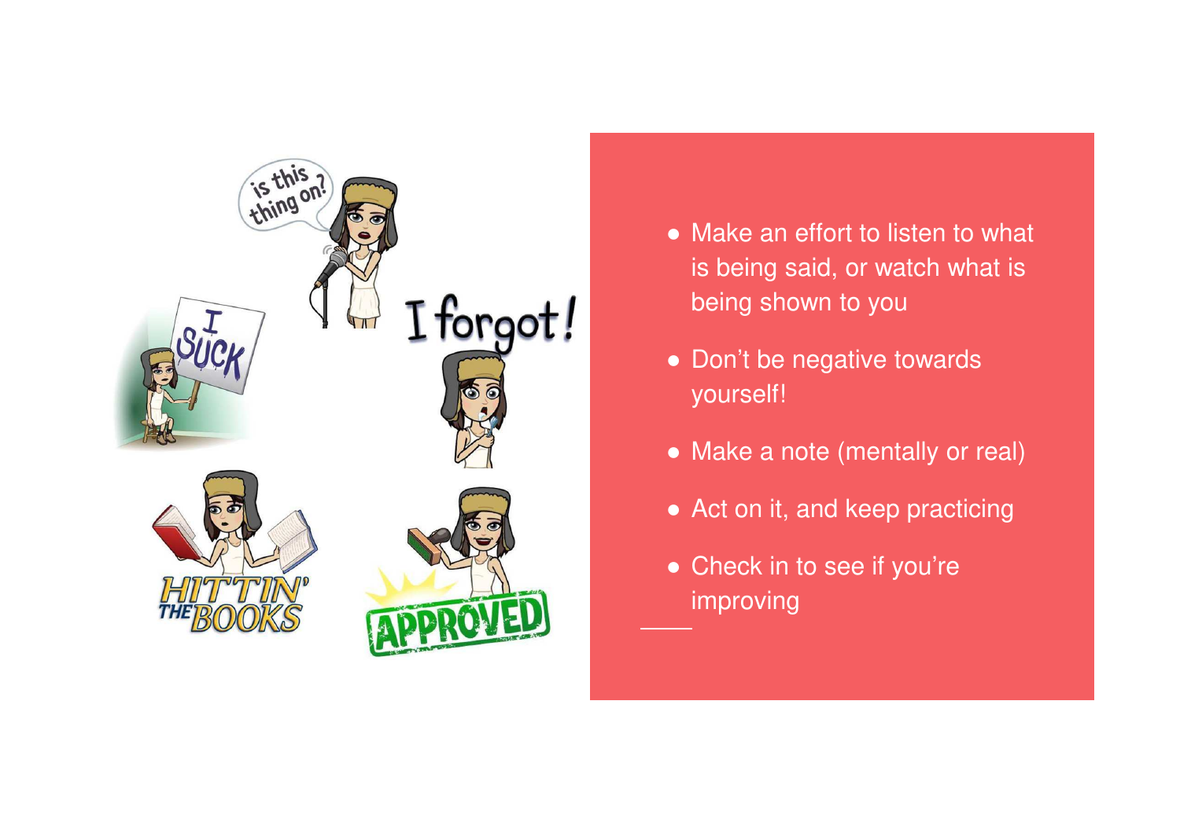- Make an effort to listen to what is being said, or watch what is being shown to you
- Don't be negative towards yourself!
- Make a note (mentally or real)
- Act on it, and keep practicing
- Check in to see if you're improving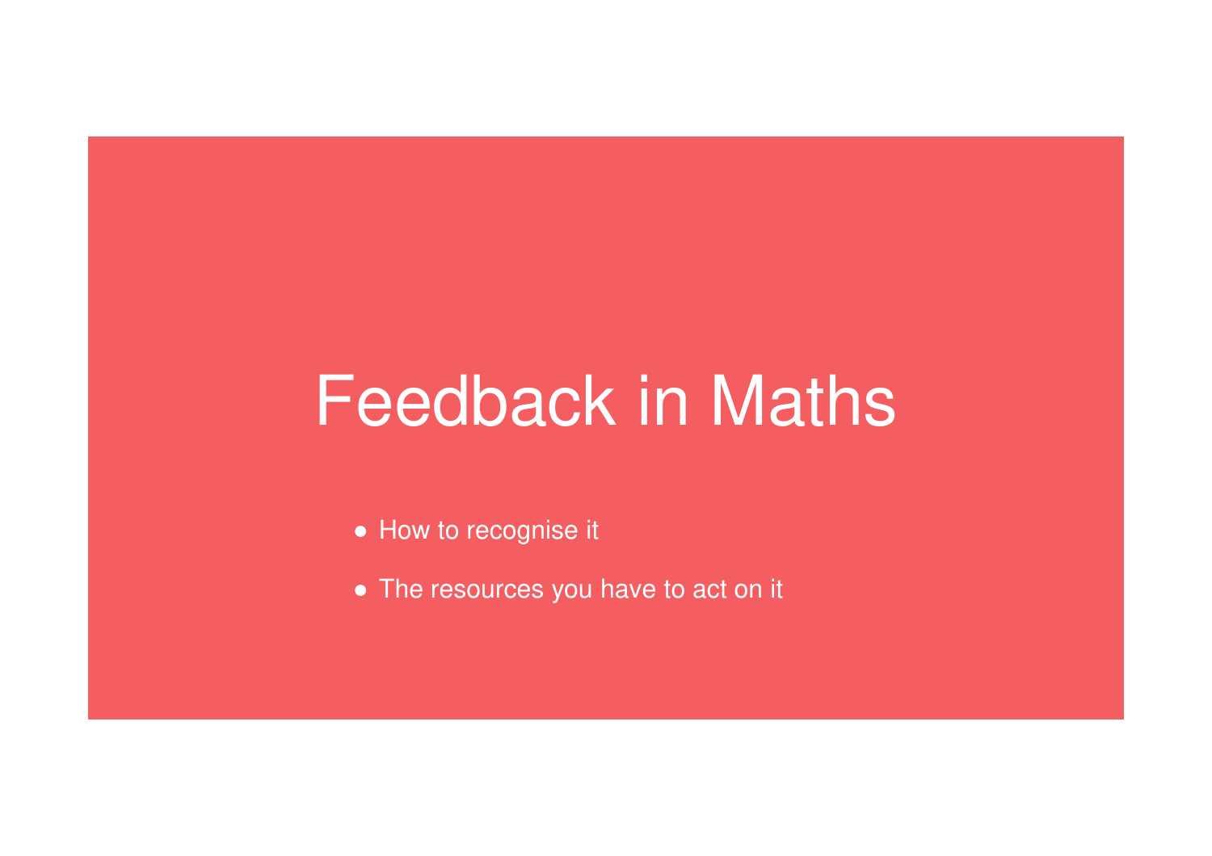# Feedback in Maths

- How to recognise it
- The resources you have to act on it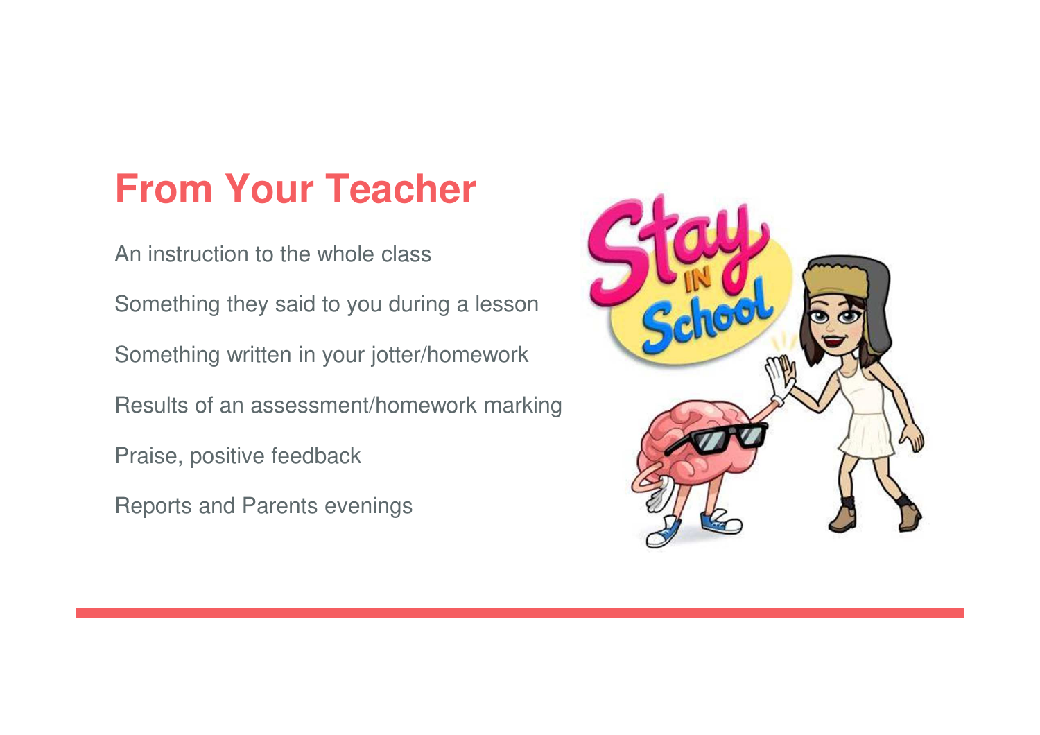# From Your Teacher

An instruction to the whole class

Something they said to you during a lesson

Something written in your jotter/homework

Results of an assessment/homework marking

Praise, positive feedback

Reports and Parents evenings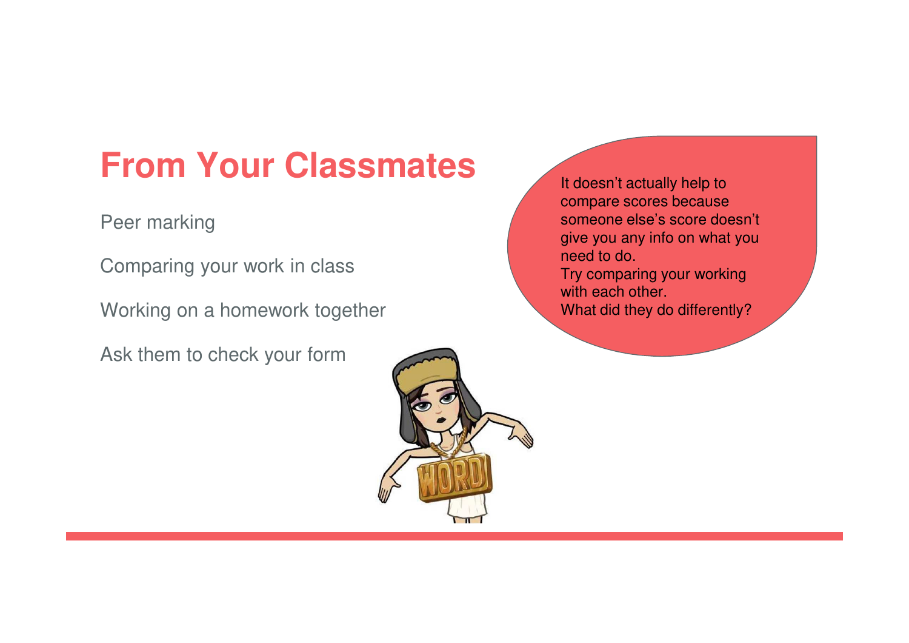# From Your Classmates

Peer marking

Comparing your work in class

Working on a homework together

Ask them to check your form

It doesn't actually help to compare scores because someone else's score doesn't give you any info on what you need to do.
Try comparing your working with each other.
What did they do differently?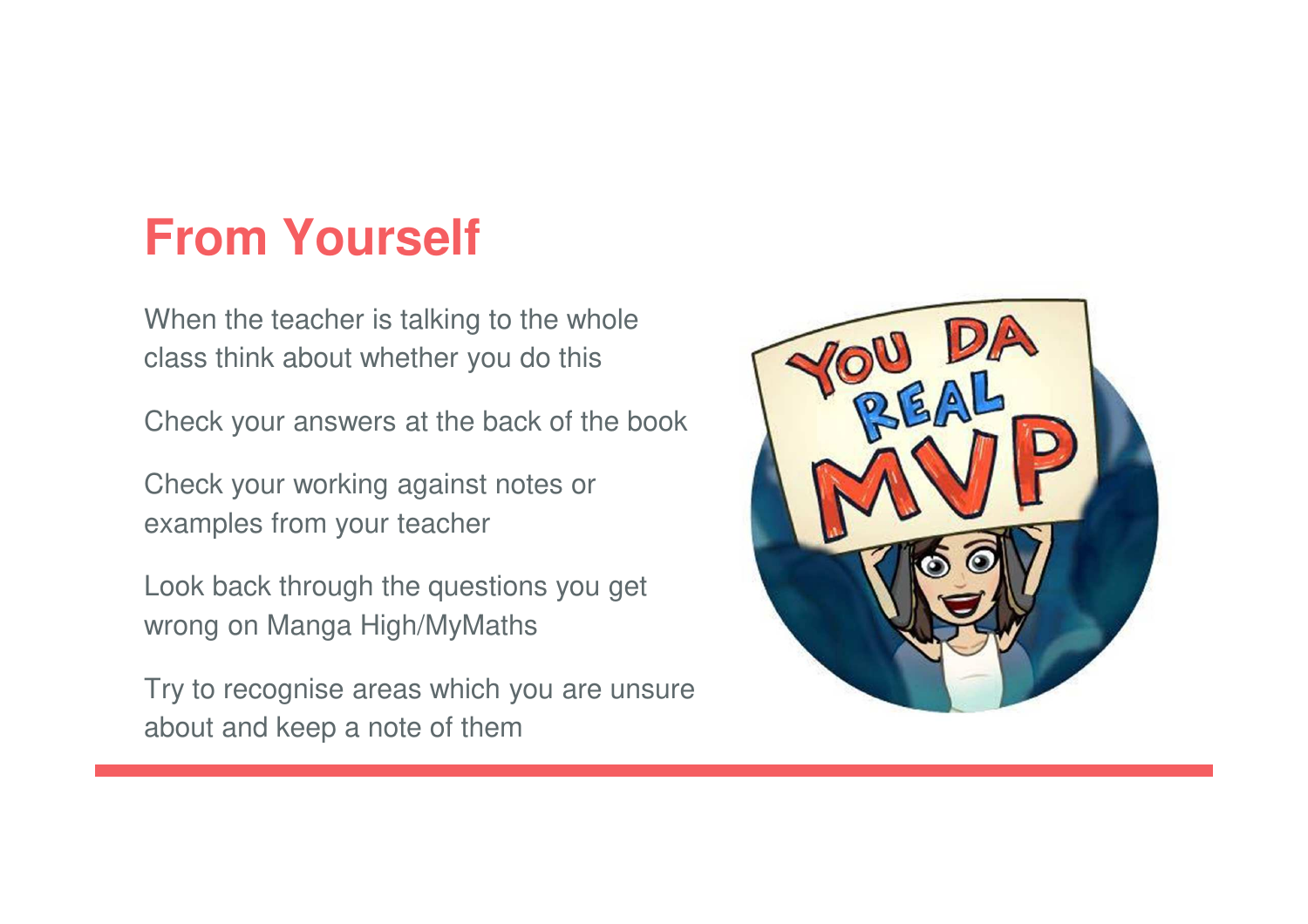## From Yourself

When the teacher is talking to the whole class think about whether you do this

Check your answers at the back of the book

Check your working against notes or examples from your teacher

Look back through the questions you get wrong on Manga High/MyMaths

Try to recognise areas which you are unsure about and keep a note of them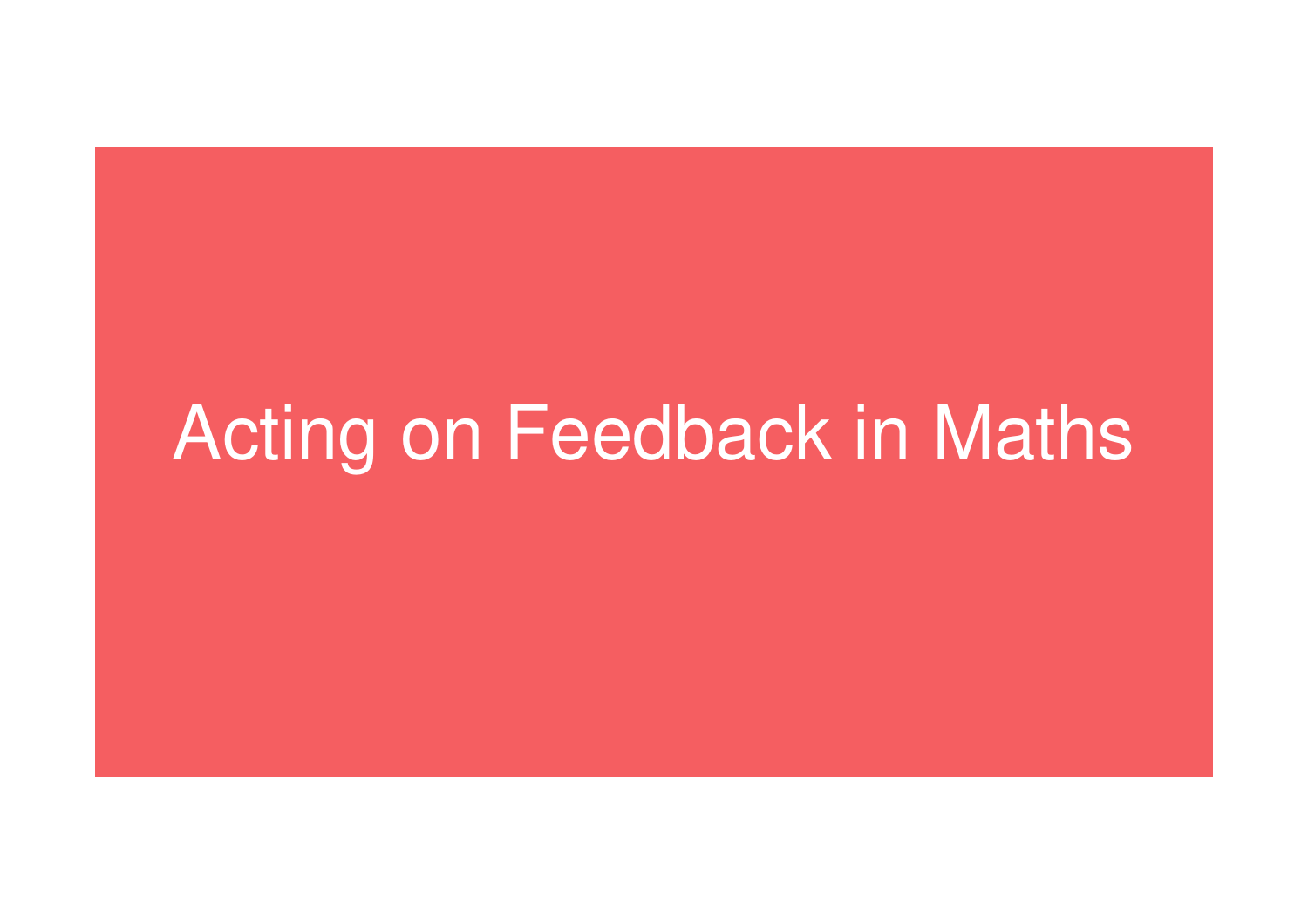# Acting on Feedback in Maths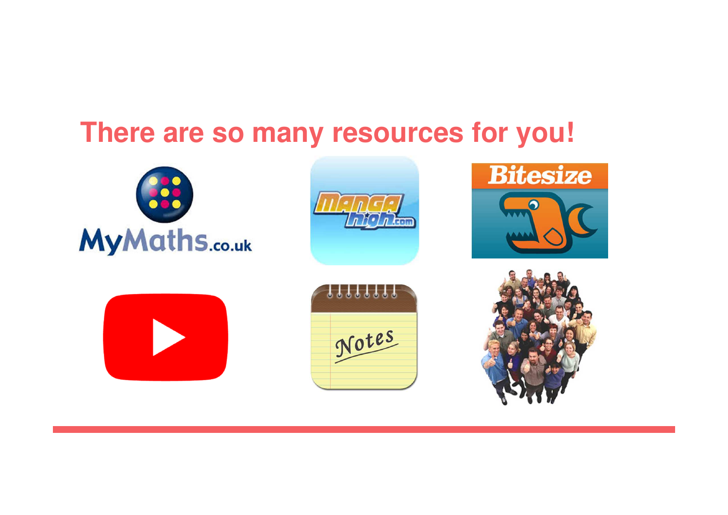## There are so many resources for you!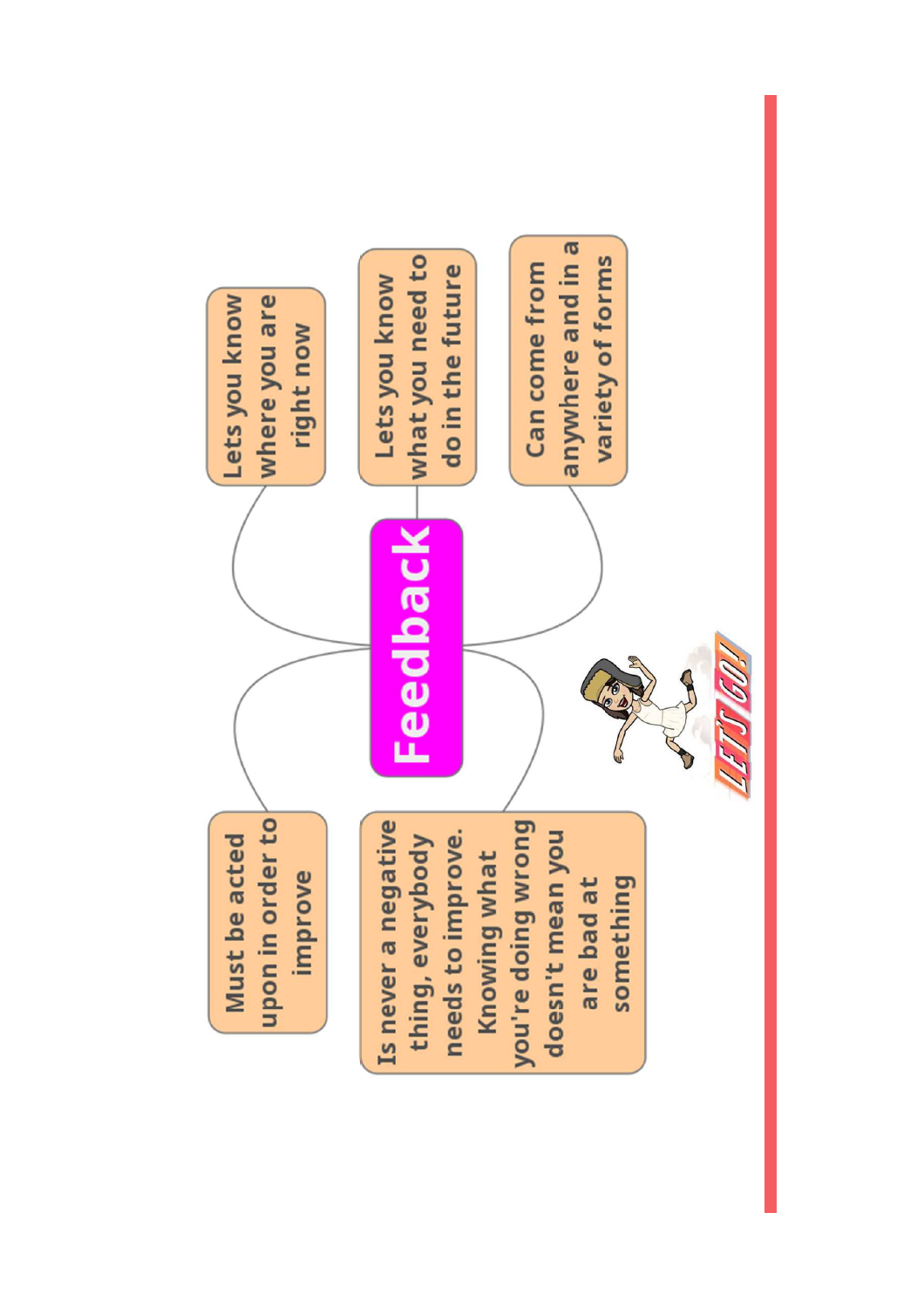# Feedback

- Lets you know where you are right now
- Lets you know what you need to do in the future
- Can come from anywhere and in a variety of forms
- Must be acted upon in order to improve
- Is never a negative thing, everybody needs to improve. Knowing what you're doing wrong doesn't mean you are bad at something

LET'S GO!